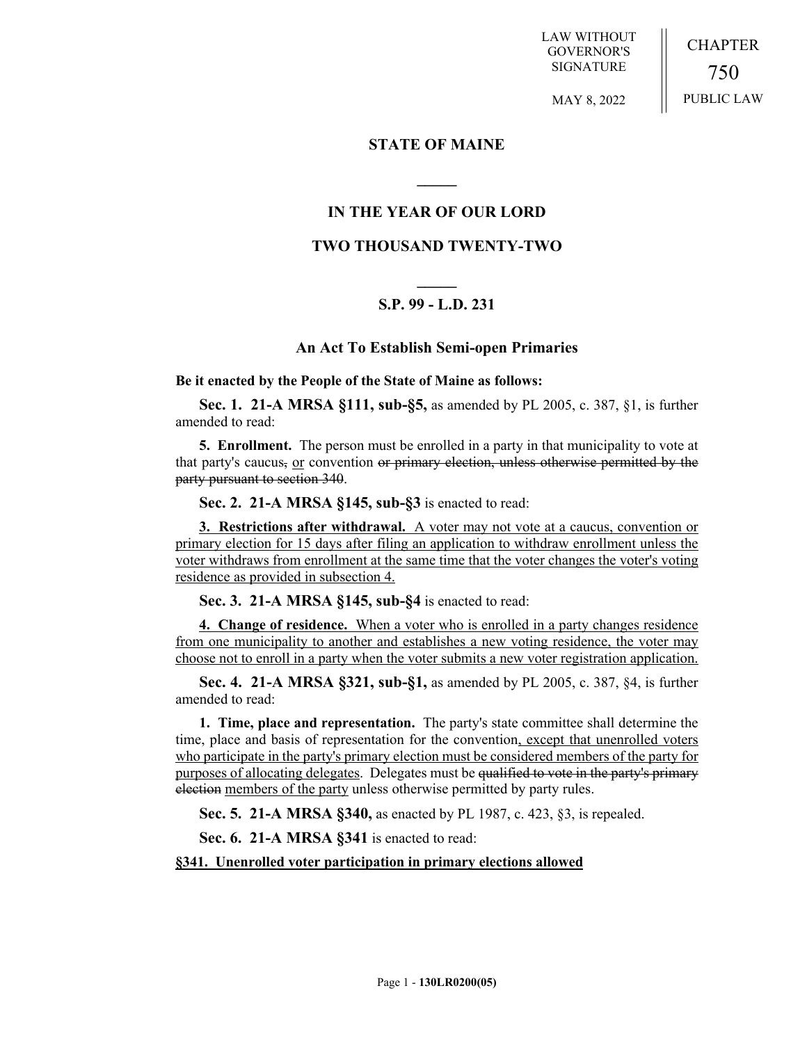LAW WITHOUT GOVERNOR'S SIGNATURE

MAY 8, 2022

CHAPTER

750

PUBLIC LAW

**STATE OF MAINE**

**IN THE YEAR OF OUR LORD**

**TWO THOUSAND TWENTY-TWO**

**S.P. 99 - L.D. 231**

## An Act To Establish Semi-open Primaries

**Be it enacted by the People of the State of Maine as follows:**

**Sec. 1. 21-A MRSA §111, sub-§5,** as amended by PL 2005, c. 387, §1, is further amended to read:

**5. Enrollment.** The person must be enrolled in a party in that municipality to vote at that party's caucus~~,~~ <u>or</u> convention ~~or primary election, unless otherwise permitted by the party pursuant to section 340~~.

**Sec. 2. 21-A MRSA §145, sub-§3** is enacted to read:

<u>**3. Restrictions after withdrawal.** A voter may not vote at a caucus, convention or primary election for 15 days after filing an application to withdraw enrollment unless the voter withdraws from enrollment at the same time that the voter changes the voter's voting residence as provided in subsection 4.</u>

**Sec. 3. 21-A MRSA §145, sub-§4** is enacted to read:

<u>**4. Change of residence.** When a voter who is enrolled in a party changes residence from one municipality to another and establishes a new voting residence, the voter may choose not to enroll in a party when the voter submits a new voter registration application.</u>

**Sec. 4. 21-A MRSA §321, sub-§1,** as amended by PL 2005, c. 387, §4, is further amended to read:

**1. Time, place and representation.** The party's state committee shall determine the time, place and basis of representation for the convention<u>, except that unenrolled voters who participate in the party's primary election must be considered members of the party for purposes of allocating delegates</u>. Delegates must be ~~qualified to vote in the party's primary election~~ <u>members of the party</u> unless otherwise permitted by party rules.

**Sec. 5. 21-A MRSA §340,** as enacted by PL 1987, c. 423, §3, is repealed.

**Sec. 6. 21-A MRSA §341** is enacted to read:

<u>**§341. Unenrolled voter participation in primary elections allowed**</u>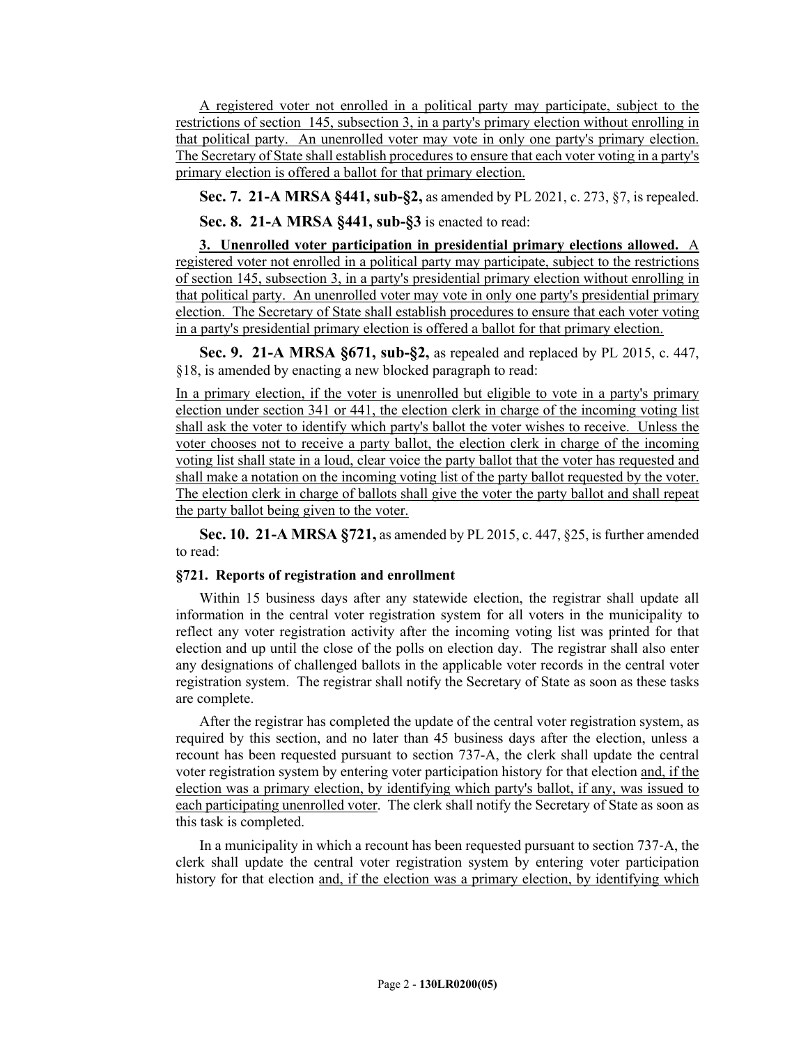A registered voter not enrolled in a political party may participate, subject to the restrictions of section 145, subsection 3, in a party's primary election without enrolling in that political party. An unenrolled voter may vote in only one party's primary election. The Secretary of State shall establish procedures to ensure that each voter voting in a party's primary election is offered a ballot for that primary election.

**Sec. 7. 21-A MRSA §441, sub-§2,** as amended by PL 2021, c. 273, §7, is repealed.

**Sec. 8. 21-A MRSA §441, sub-§3** is enacted to read:

**3. Unenrolled voter participation in presidential primary elections allowed.** A registered voter not enrolled in a political party may participate, subject to the restrictions of section 145, subsection 3, in a party's presidential primary election without enrolling in that political party. An unenrolled voter may vote in only one party's presidential primary election. The Secretary of State shall establish procedures to ensure that each voter voting in a party's presidential primary election is offered a ballot for that primary election.

**Sec. 9. 21-A MRSA §671, sub-§2,** as repealed and replaced by PL 2015, c. 447, §18, is amended by enacting a new blocked paragraph to read:

In a primary election, if the voter is unenrolled but eligible to vote in a party's primary election under section 341 or 441, the election clerk in charge of the incoming voting list shall ask the voter to identify which party's ballot the voter wishes to receive. Unless the voter chooses not to receive a party ballot, the election clerk in charge of the incoming voting list shall state in a loud, clear voice the party ballot that the voter has requested and shall make a notation on the incoming voting list of the party ballot requested by the voter. The election clerk in charge of ballots shall give the voter the party ballot and shall repeat the party ballot being given to the voter.

**Sec. 10. 21-A MRSA §721,** as amended by PL 2015, c. 447, §25, is further amended to read:

**§721. Reports of registration and enrollment**

Within 15 business days after any statewide election, the registrar shall update all information in the central voter registration system for all voters in the municipality to reflect any voter registration activity after the incoming voting list was printed for that election and up until the close of the polls on election day. The registrar shall also enter any designations of challenged ballots in the applicable voter records in the central voter registration system. The registrar shall notify the Secretary of State as soon as these tasks are complete.

After the registrar has completed the update of the central voter registration system, as required by this section, and no later than 45 business days after the election, unless a recount has been requested pursuant to section 737-A, the clerk shall update the central voter registration system by entering voter participation history for that election and, if the election was a primary election, by identifying which party's ballot, if any, was issued to each participating unenrolled voter. The clerk shall notify the Secretary of State as soon as this task is completed.

In a municipality in which a recount has been requested pursuant to section 737-A, the clerk shall update the central voter registration system by entering voter participation history for that election and, if the election was a primary election, by identifying which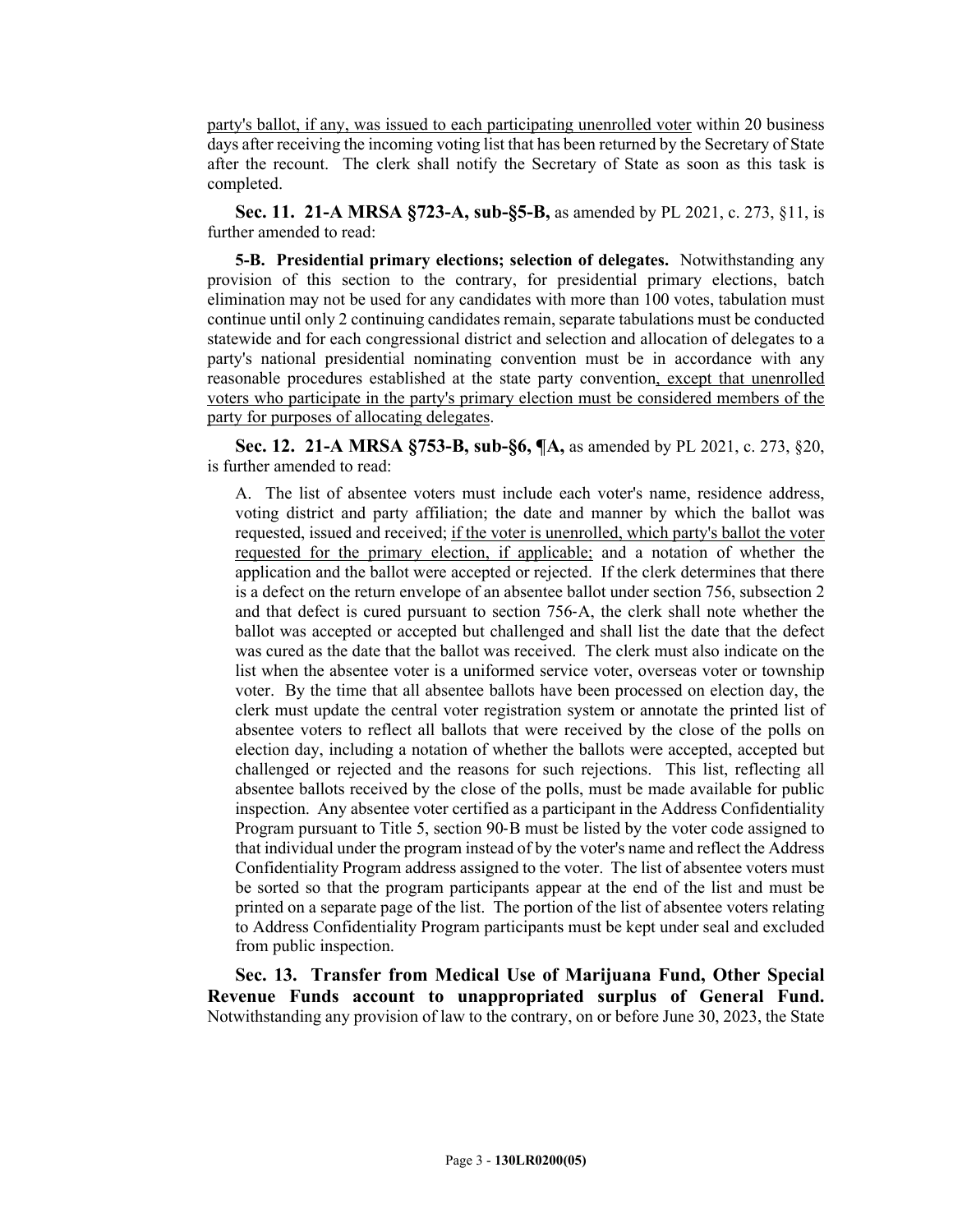party's ballot, if any, was issued to each participating unenrolled voter within 20 business days after receiving the incoming voting list that has been returned by the Secretary of State after the recount. The clerk shall notify the Secretary of State as soon as this task is completed.

**Sec. 11. 21-A MRSA §723-A, sub-§5-B,** as amended by PL 2021, c. 273, §11, is further amended to read:

**5-B. Presidential primary elections; selection of delegates.** Notwithstanding any provision of this section to the contrary, for presidential primary elections, batch elimination may not be used for any candidates with more than 100 votes, tabulation must continue until only 2 continuing candidates remain, separate tabulations must be conducted statewide and for each congressional district and selection and allocation of delegates to a party's national presidential nominating convention must be in accordance with any reasonable procedures established at the state party convention, except that unenrolled voters who participate in the party's primary election must be considered members of the party for purposes of allocating delegates.

**Sec. 12. 21-A MRSA §753-B, sub-§6, ¶A,** as amended by PL 2021, c. 273, §20, is further amended to read:

A. The list of absentee voters must include each voter's name, residence address, voting district and party affiliation; the date and manner by which the ballot was requested, issued and received; if the voter is unenrolled, which party's ballot the voter requested for the primary election, if applicable; and a notation of whether the application and the ballot were accepted or rejected. If the clerk determines that there is a defect on the return envelope of an absentee ballot under section 756, subsection 2 and that defect is cured pursuant to section 756-A, the clerk shall note whether the ballot was accepted or accepted but challenged and shall list the date that the defect was cured as the date that the ballot was received. The clerk must also indicate on the list when the absentee voter is a uniformed service voter, overseas voter or township voter. By the time that all absentee ballots have been processed on election day, the clerk must update the central voter registration system or annotate the printed list of absentee voters to reflect all ballots that were received by the close of the polls on election day, including a notation of whether the ballots were accepted, accepted but challenged or rejected and the reasons for such rejections. This list, reflecting all absentee ballots received by the close of the polls, must be made available for public inspection. Any absentee voter certified as a participant in the Address Confidentiality Program pursuant to Title 5, section 90-B must be listed by the voter code assigned to that individual under the program instead of by the voter's name and reflect the Address Confidentiality Program address assigned to the voter. The list of absentee voters must be sorted so that the program participants appear at the end of the list and must be printed on a separate page of the list. The portion of the list of absentee voters relating to Address Confidentiality Program participants must be kept under seal and excluded from public inspection.

**Sec. 13. Transfer from Medical Use of Marijuana Fund, Other Special Revenue Funds account to unappropriated surplus of General Fund.** Notwithstanding any provision of law to the contrary, on or before June 30, 2023, the State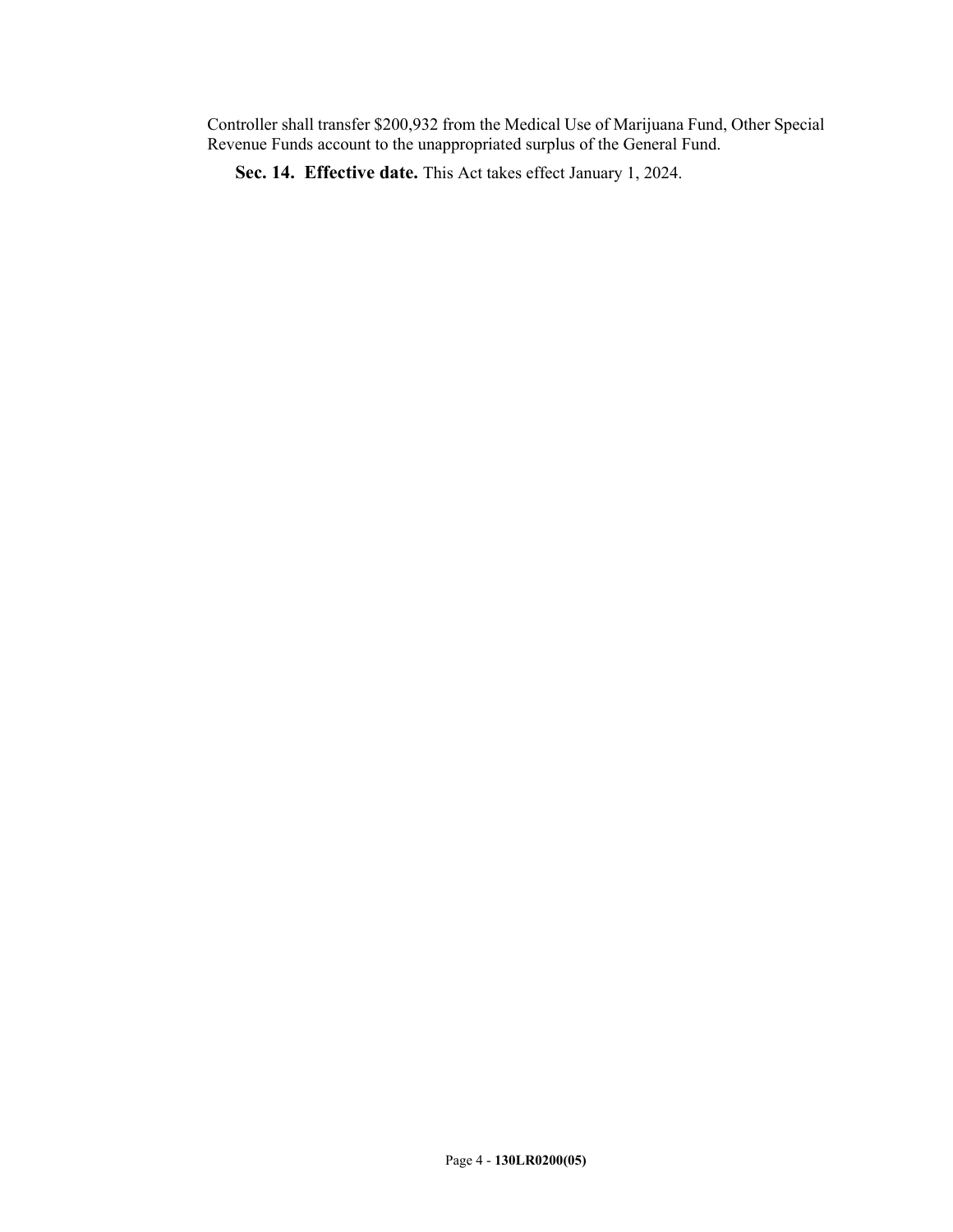Controller shall transfer $200,932 from the Medical Use of Marijuana Fund, Other Special Revenue Funds account to the unappropriated surplus of the General Fund.

**Sec. 14. Effective date.** This Act takes effect January 1, 2024.